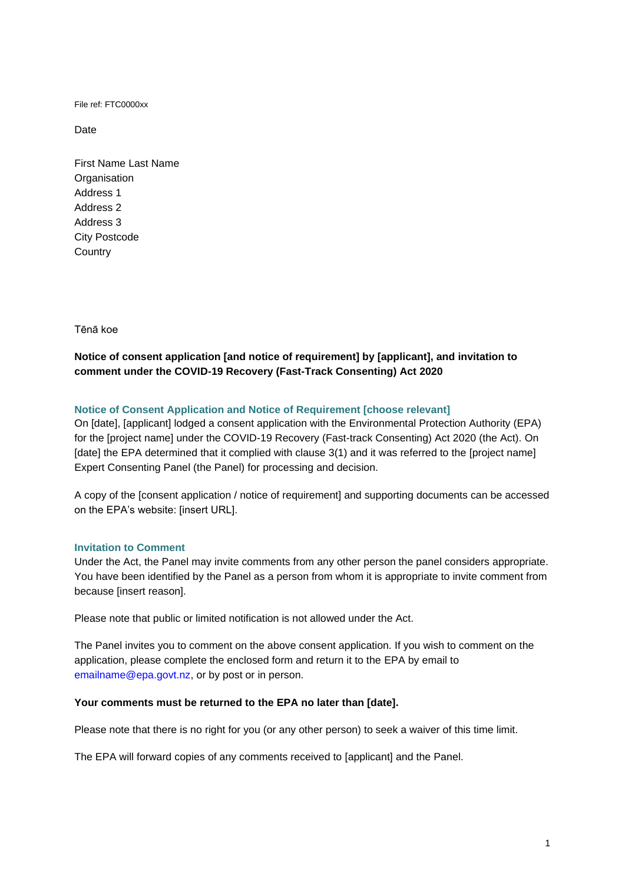File ref: FTC0000xx

Date

First Name Last Name
Organisation
Address 1
Address 2
Address 3
City Postcode
Country

Tēnā koe

**Notice of consent application [and notice of requirement] by [applicant], and invitation to comment under the COVID-19 Recovery (Fast-Track Consenting) Act 2020**

### Notice of Consent Application and Notice of Requirement [choose relevant]

On [date], [applicant] lodged a consent application with the Environmental Protection Authority (EPA) for the [project name] under the COVID-19 Recovery (Fast-track Consenting) Act 2020 (the Act). On [date] the EPA determined that it complied with clause 3(1) and it was referred to the [project name] Expert Consenting Panel (the Panel) for processing and decision.

A copy of the [consent application / notice of requirement] and supporting documents can be accessed on the EPA's website: [insert URL].

### Invitation to Comment

Under the Act, the Panel may invite comments from any other person the panel considers appropriate. You have been identified by the Panel as a person from whom it is appropriate to invite comment from because [insert reason].

Please note that public or limited notification is not allowed under the Act.

The Panel invites you to comment on the above consent application. If you wish to comment on the application, please complete the enclosed form and return it to the EPA by email to emailname@epa.govt.nz, or by post or in person.

**Your comments must be returned to the EPA no later than [date].**

Please note that there is no right for you (or any other person) to seek a waiver of this time limit.

The EPA will forward copies of any comments received to [applicant] and the Panel.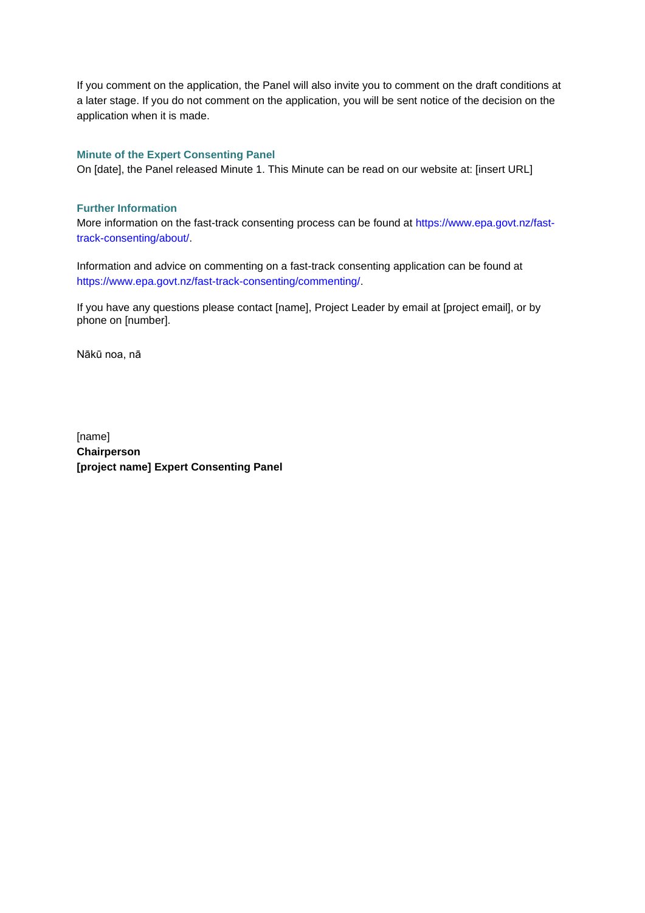If you comment on the application, the Panel will also invite you to comment on the draft conditions at a later stage. If you do not comment on the application, you will be sent notice of the decision on the application when it is made.

### Minute of the Expert Consenting Panel

On [date], the Panel released Minute 1. This Minute can be read on our website at: [insert URL]

### Further Information

More information on the fast-track consenting process can be found at https://www.epa.govt.nz/fast-track-consenting/about/.

Information and advice on commenting on a fast-track consenting application can be found at https://www.epa.govt.nz/fast-track-consenting/commenting/.

If you have any questions please contact [name], Project Leader by email at [project email], or by phone on [number].

Nākū noa, nā

[name]
**Chairperson**
**[project name] Expert Consenting Panel**